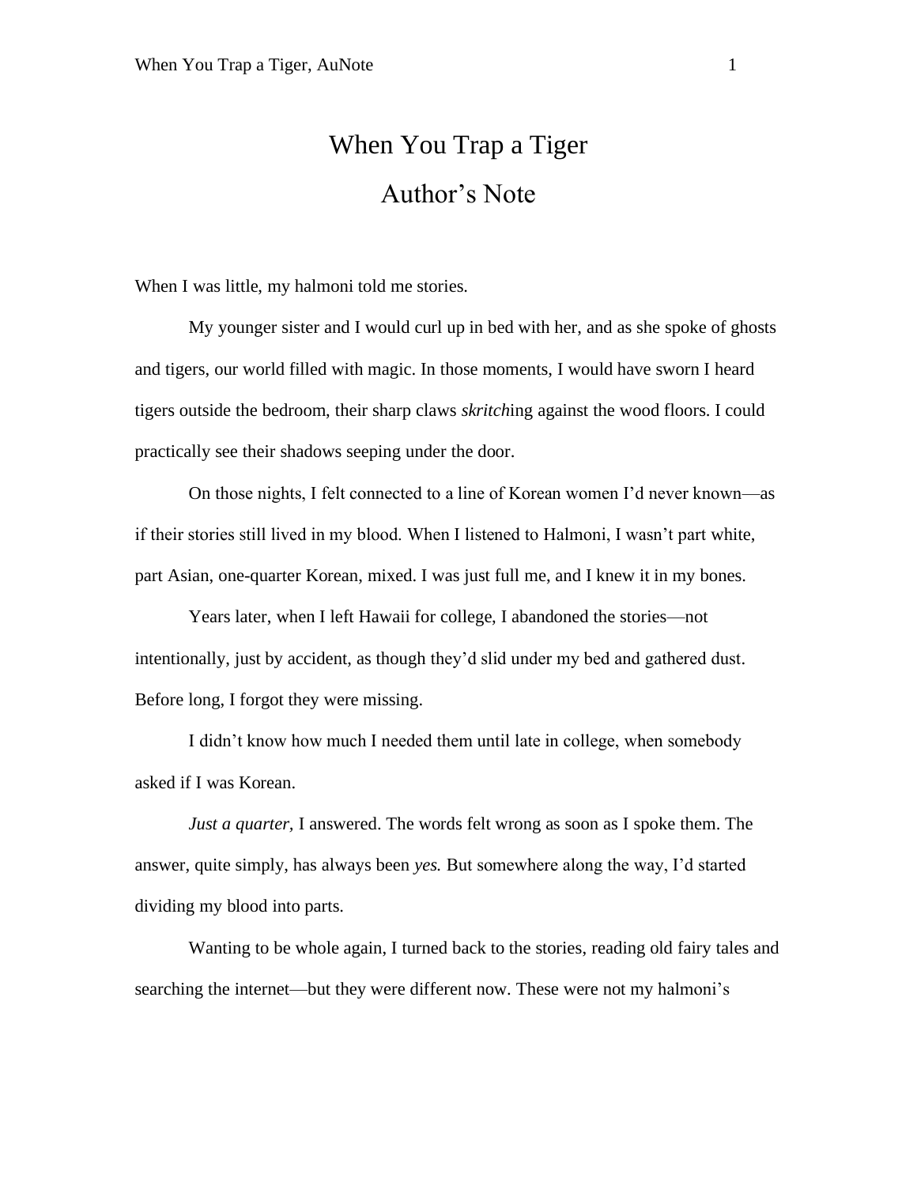# When You Trap a Tiger

## Author's Note

When I was little, my halmoni told me stories.

My younger sister and I would curl up in bed with her, and as she spoke of ghosts and tigers, our world filled with magic. In those moments, I would have sworn I heard tigers outside the bedroom, their sharp claws *skritch*ing against the wood floors. I could practically see their shadows seeping under the door.

On those nights, I felt connected to a line of Korean women I'd never known—as if their stories still lived in my blood. When I listened to Halmoni, I wasn't part white, part Asian, one-quarter Korean, mixed. I was just full me, and I knew it in my bones.

Years later, when I left Hawaii for college, I abandoned the stories—not intentionally, just by accident, as though they'd slid under my bed and gathered dust. Before long, I forgot they were missing.

I didn't know how much I needed them until late in college, when somebody asked if I was Korean.

*Just a quarter,* I answered. The words felt wrong as soon as I spoke them. The answer, quite simply, has always been *yes.* But somewhere along the way, I'd started dividing my blood into parts.

Wanting to be whole again, I turned back to the stories, reading old fairy tales and searching the internet—but they were different now. These were not my halmoni's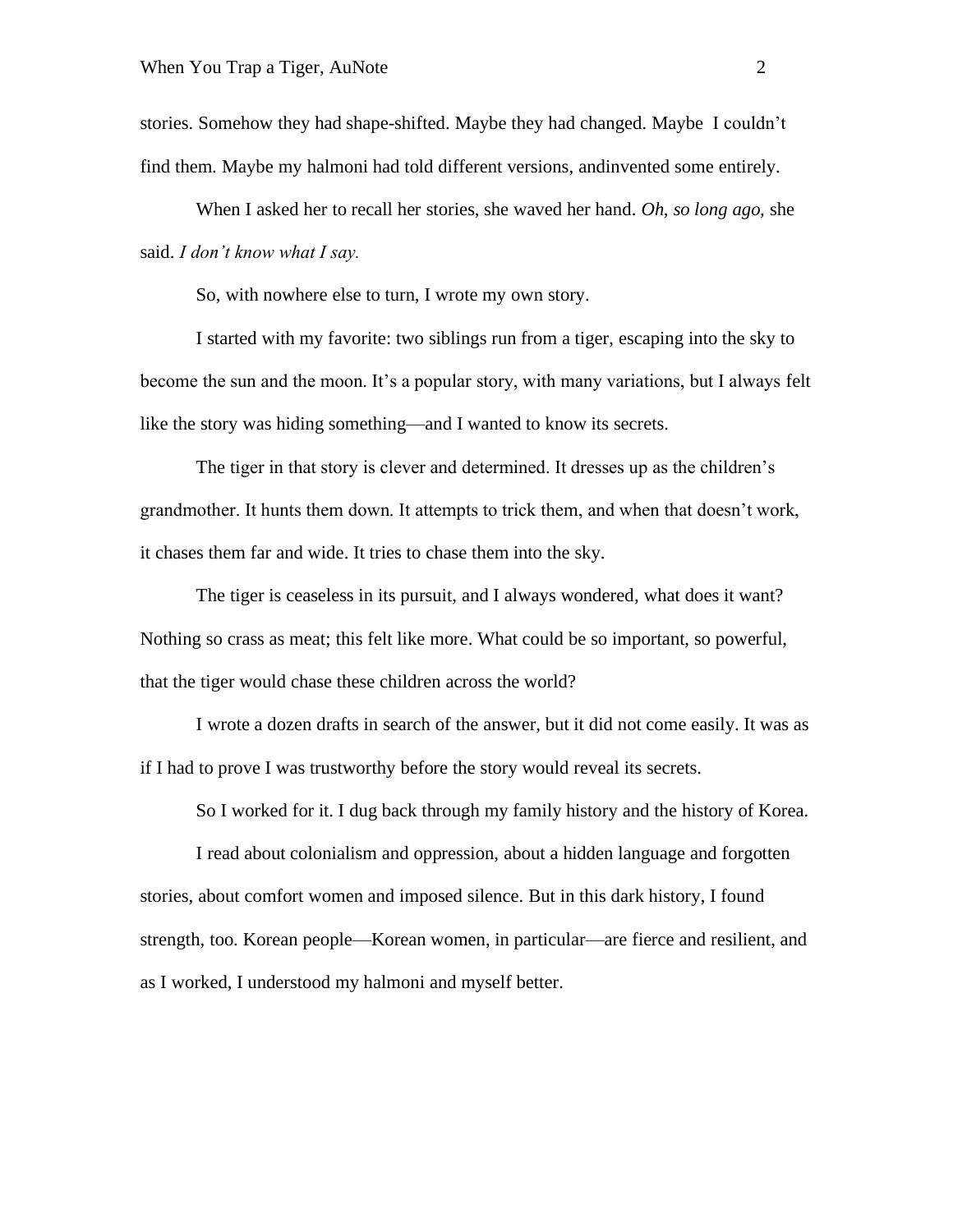stories. Somehow they had shape-shifted. Maybe they had changed. Maybe I couldn't find them. Maybe my halmoni had told different versions, andinvented some entirely.

When I asked her to recall her stories, she waved her hand. *Oh, so long ago,* she said. *I don't know what I say.*

So, with nowhere else to turn, I wrote my own story.

I started with my favorite: two siblings run from a tiger, escaping into the sky to become the sun and the moon. It's a popular story, with many variations, but I always felt like the story was hiding something—and I wanted to know its secrets.

The tiger in that story is clever and determined. It dresses up as the children's grandmother. It hunts them down. It attempts to trick them, and when that doesn't work, it chases them far and wide. It tries to chase them into the sky.

The tiger is ceaseless in its pursuit, and I always wondered, what does it want? Nothing so crass as meat; this felt like more. What could be so important, so powerful, that the tiger would chase these children across the world?

I wrote a dozen drafts in search of the answer, but it did not come easily. It was as if I had to prove I was trustworthy before the story would reveal its secrets.

So I worked for it. I dug back through my family history and the history of Korea.

I read about colonialism and oppression, about a hidden language and forgotten stories, about comfort women and imposed silence. But in this dark history, I found strength, too. Korean people—Korean women, in particular—are fierce and resilient, and as I worked, I understood my halmoni and myself better.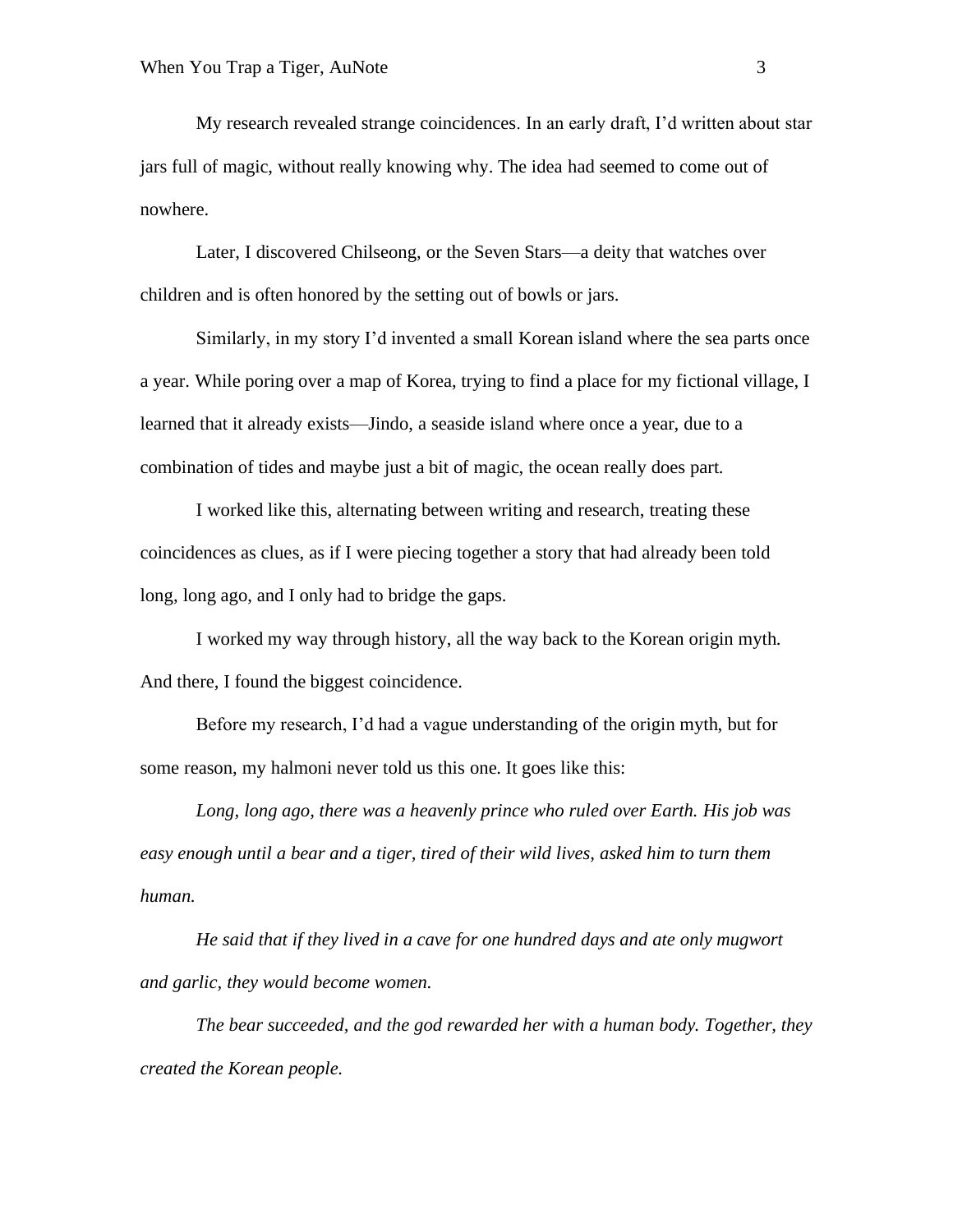My research revealed strange coincidences. In an early draft, I'd written about star jars full of magic, without really knowing why. The idea had seemed to come out of nowhere.

Later, I discovered Chilseong, or the Seven Stars—a deity that watches over children and is often honored by the setting out of bowls or jars.

Similarly, in my story I'd invented a small Korean island where the sea parts once a year. While poring over a map of Korea, trying to find a place for my fictional village, I learned that it already exists—Jindo, a seaside island where once a year, due to a combination of tides and maybe just a bit of magic, the ocean really does part.

I worked like this, alternating between writing and research, treating these coincidences as clues, as if I were piecing together a story that had already been told long, long ago, and I only had to bridge the gaps.

I worked my way through history, all the way back to the Korean origin myth. And there, I found the biggest coincidence.

Before my research, I'd had a vague understanding of the origin myth, but for some reason, my halmoni never told us this one. It goes like this:

*Long, long ago, there was a heavenly prince who ruled over Earth. His job was easy enough until a bear and a tiger, tired of their wild lives, asked him to turn them human.*

*He said that if they lived in a cave for one hundred days and ate only mugwort and garlic, they would become women.*

*The bear succeeded, and the god rewarded her with a human body. Together, they created the Korean people.*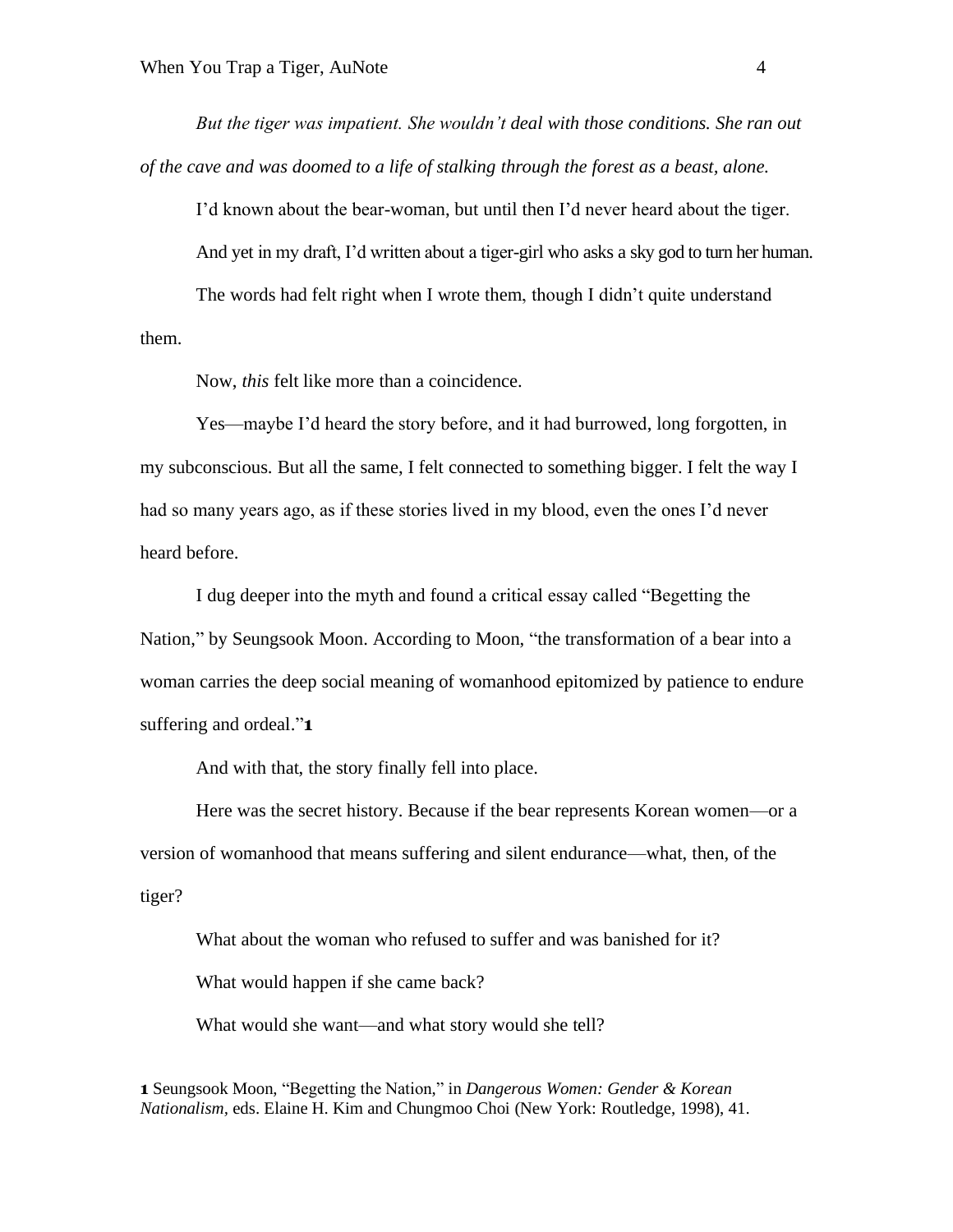*But the tiger was impatient. She wouldn't deal with those conditions. She ran out of the cave and was doomed to a life of stalking through the forest as a beast, alone.*

I'd known about the bear-woman, but until then I'd never heard about the tiger.

And yet in my draft, I'd written about a tiger-girl who asks a sky god to turn her human.

The words had felt right when I wrote them, though I didn't quite understand them.

Now, *this* felt like more than a coincidence.

Yes—maybe I'd heard the story before, and it had burrowed, long forgotten, in my subconscious. But all the same, I felt connected to something bigger. I felt the way I had so many years ago, as if these stories lived in my blood, even the ones I'd never heard before.

I dug deeper into the myth and found a critical essay called "Begetting the Nation," by Seungsook Moon. According to Moon, "the transformation of a bear into a woman carries the deep social meaning of womanhood epitomized by patience to endure suffering and ordeal."[1]

And with that, the story finally fell into place.

Here was the secret history. Because if the bear represents Korean women—or a version of womanhood that means suffering and silent endurance—what, then, of the tiger?

What about the woman who refused to suffer and was banished for it?

What would happen if she came back?

What would she want—and what story would she tell?

[1] Seungsook Moon, "Begetting the Nation," in *Dangerous Women: Gender & Korean Nationalism*, eds. Elaine H. Kim and Chungmoo Choi (New York: Routledge, 1998), 41.